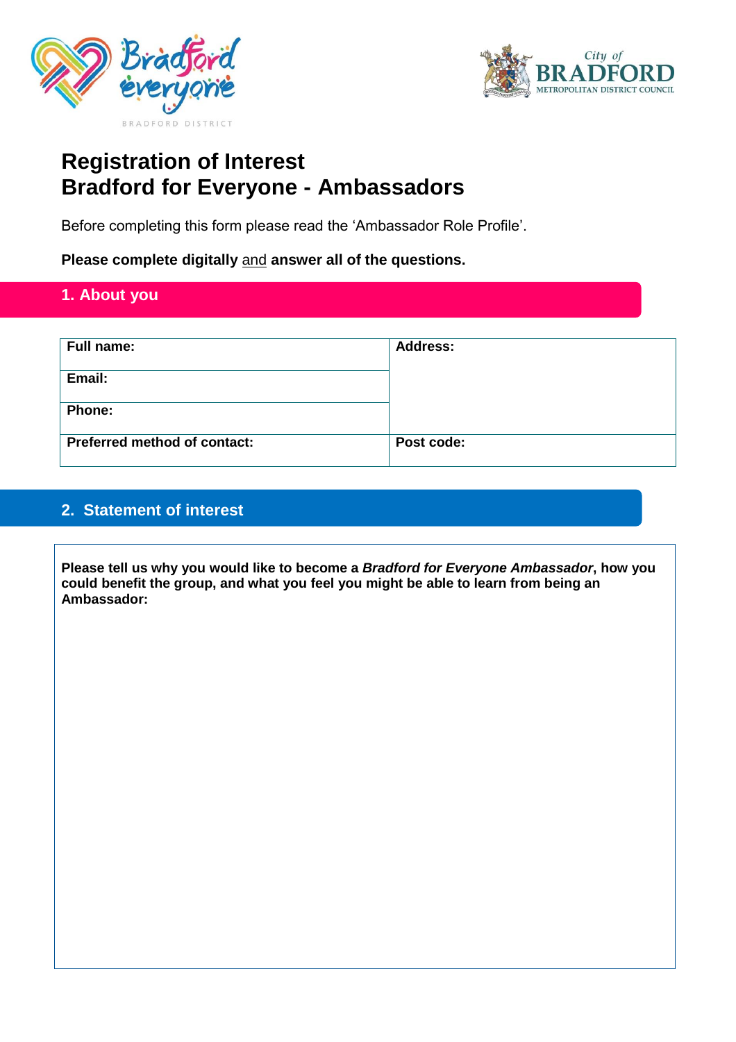# Registration of Interest
# Bradford for Everyone - Ambassadors

Before completing this form please read the ‘Ambassador Role Profile’.

**Please complete digitally** <u>and</u> **answer all of the questions.**

## 1. About you

| **Full name:** | **Address:** |
|---|---|
| **Email:** | |
| **Phone:** | |
| **Preferred method of contact:** | **Post code:** |

## 2. Statement of interest

**Please tell us why you would like to become a *Bradford for Everyone Ambassador*, how you could benefit the group, and what you feel you might be able to learn from being an Ambassador:**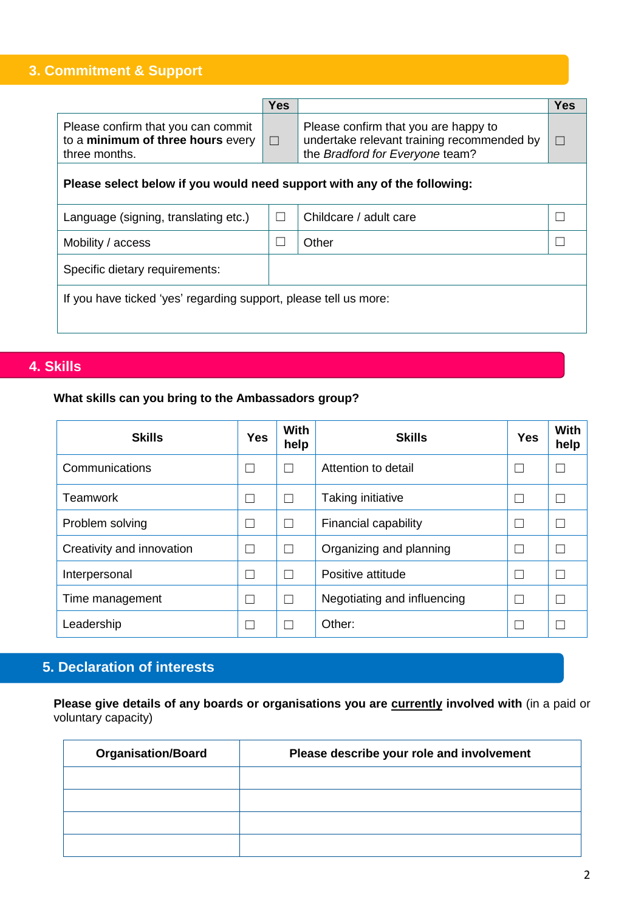## 3. Commitment & Support

| | Yes | | Yes |
|---|---|---|---|
| Please confirm that you can commit to a **minimum of three hours** every three months. | ☐ | Please confirm that you are happy to undertake relevant training recommended by the *Bradford for Everyone* team? | ☐ |
| **Please select below if you would need support with any of the following:** | | | |
| Language (signing, translating etc.) | ☐ | Childcare / adult care | ☐ |
| Mobility / access | ☐ | Other | ☐ |
| Specific dietary requirements: | | | |
| If you have ticked 'yes' regarding support, please tell us more: | | | |

## 4. Skills

**What skills can you bring to the Ambassadors group?**

| Skills | Yes | With help | Skills | Yes | With help |
|---|---|---|---|---|---|
| Communications | ☐ | ☐ | Attention to detail | ☐ | ☐ |
| Teamwork | ☐ | ☐ | Taking initiative | ☐ | ☐ |
| Problem solving | ☐ | ☐ | Financial capability | ☐ | ☐ |
| Creativity and innovation | ☐ | ☐ | Organizing and planning | ☐ | ☐ |
| Interpersonal | ☐ | ☐ | Positive attitude | ☐ | ☐ |
| Time management | ☐ | ☐ | Negotiating and influencing | ☐ | ☐ |
| Leadership | ☐ | ☐ | Other: | ☐ | ☐ |

## 5. Declaration of interests

**Please give details of any boards or organisations you are <u>currently</u> involved with** (in a paid or voluntary capacity)

| Organisation/Board | Please describe your role and involvement |
|---|---|
| | |
| | |
| | |
| | |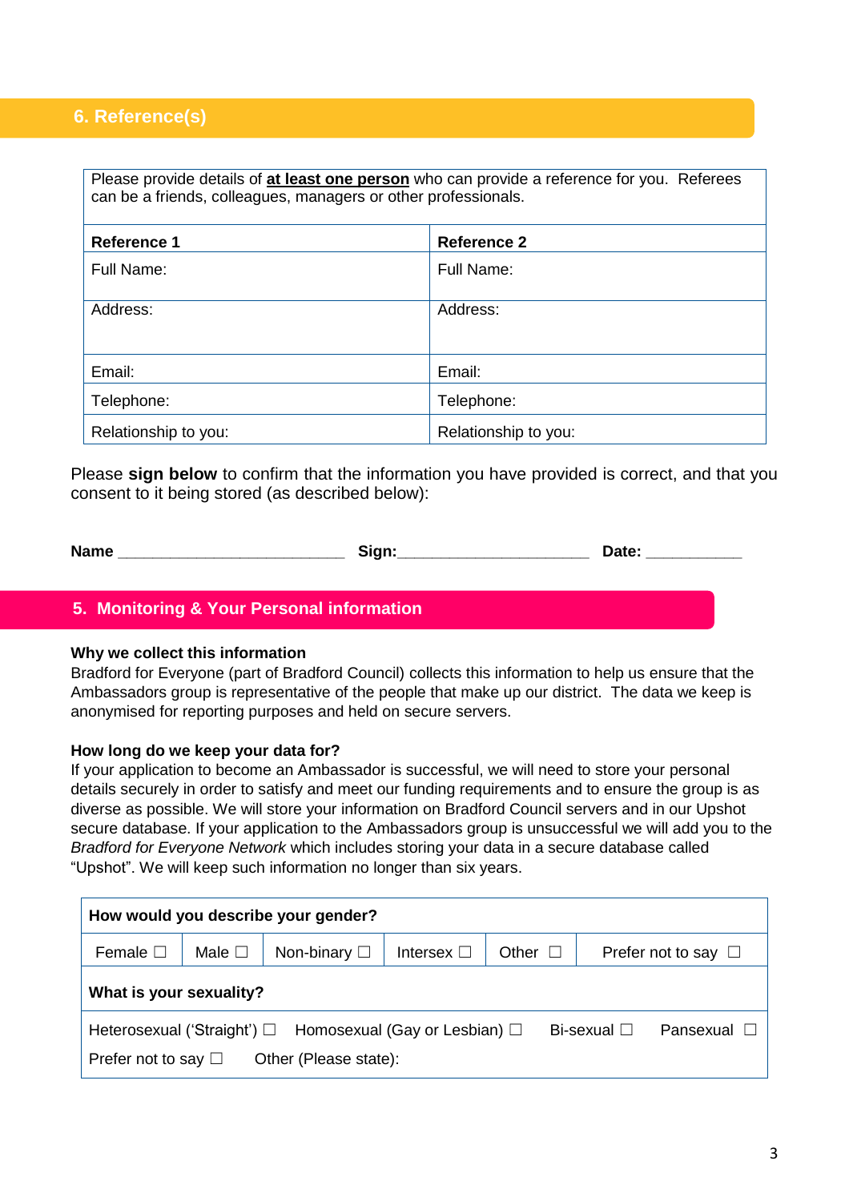## 6. Reference(s)

| Please provide details of **at least one person** who can provide a reference for you. Referees can be a friends, colleagues, managers or other professionals. | |
|---|---|
| **Reference 1** | **Reference 2** |
| Full Name: | Full Name: |
| Address: | Address: |
| Email: | Email: |
| Telephone: | Telephone: |
| Relationship to you: | Relationship to you: |

Please **sign below** to confirm that the information you have provided is correct, and that you consent to it being stored (as described below):

**Name** ___________________________ **Sign:**______________________ **Date:** ___________

## 5. Monitoring & Your Personal information

**Why we collect this information**

Bradford for Everyone (part of Bradford Council) collects this information to help us ensure that the Ambassadors group is representative of the people that make up our district. The data we keep is anonymised for reporting purposes and held on secure servers.

**How long do we keep your data for?**

If your application to become an Ambassador is successful, we will need to store your personal details securely in order to satisfy and meet our funding requirements and to ensure the group is as diverse as possible. We will store your information on Bradford Council servers and in our Upshot secure database. If your application to the Ambassadors group is unsuccessful we will add you to the *Bradford for Everyone Network* which includes storing your data in a secure database called “Upshot”. We will keep such information no longer than six years.

| **How would you describe your gender?** | | | | | |
|---|---|---|---|---|---|
| Female ☐ | Male ☐ | Non-binary ☐ | Intersex ☐ | Other ☐ | Prefer not to say ☐ |
| **What is your sexuality?** | | | | | |
| Heterosexual (‘Straight’) ☐ | Homosexual (Gay or Lesbian) ☐ | Bi-sexual ☐ | Pansexual ☐ | | |
| Prefer not to say ☐ | Other (Please state): | | | | |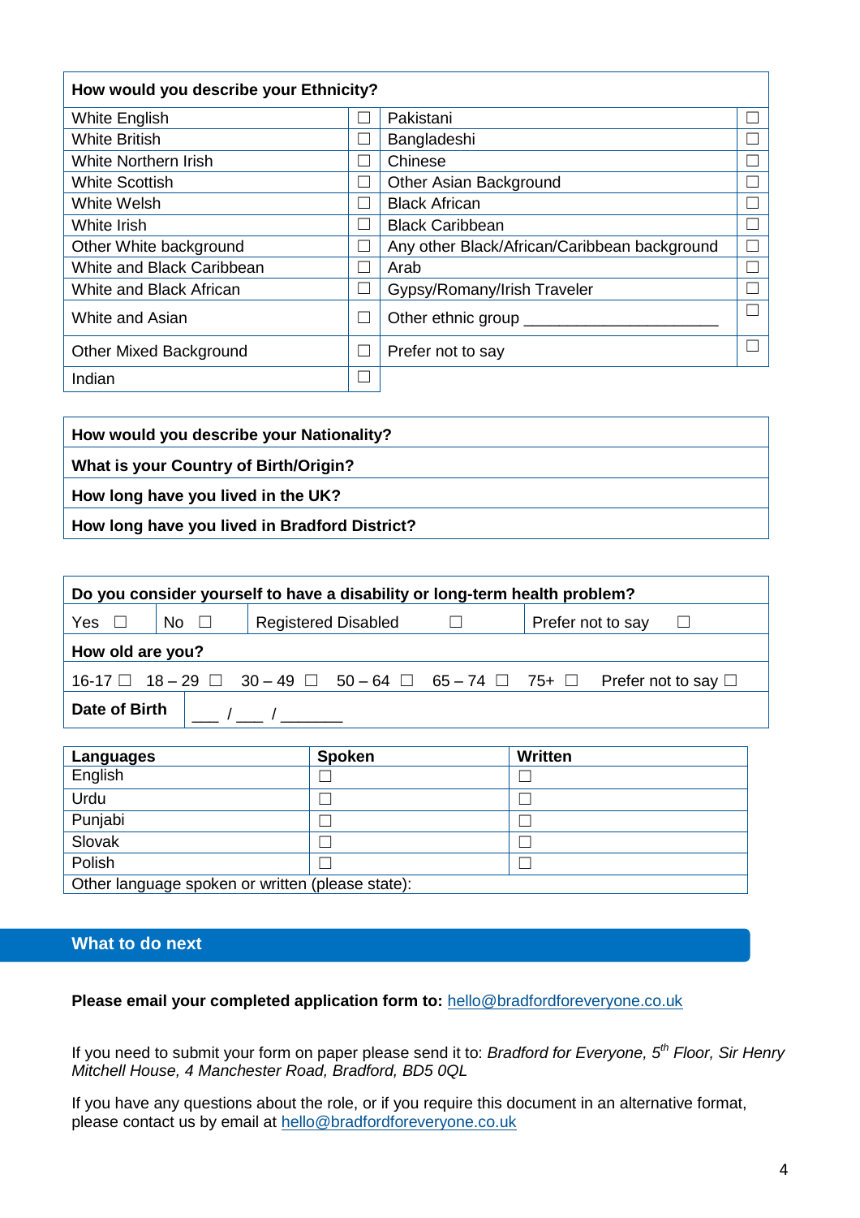| How would you describe your Ethnicity? | | | |
|---|---|---|---|
| White English | ☐ | Pakistani | ☐ |
| White British | ☐ | Bangladeshi | ☐ |
| White Northern Irish | ☐ | Chinese | ☐ |
| White Scottish | ☐ | Other Asian Background | ☐ |
| White Welsh | ☐ | Black African | ☐ |
| White Irish | ☐ | Black Caribbean | ☐ |
| Other White background | ☐ | Any other Black/African/Caribbean background | ☐ |
| White and Black Caribbean | ☐ | Arab | ☐ |
| White and Black African | ☐ | Gypsy/Romany/Irish Traveler | ☐ |
| White and Asian | ☐ | Other ethnic group ______________________ | ☐ |
| Other Mixed Background | ☐ | Prefer not to say | ☐ |
| Indian | ☐ | | |

| |
|---|
| **How would you describe your Nationality?** |
| **What is your Country of Birth/Origin?** |
| **How long have you lived in the UK?** |
| **How long have you lived in Bradford District?** |

| Do you consider yourself to have a disability or long-term health problem? | | | |
|---|---|---|---|
| Yes ☐ | No ☐ | Registered Disabled ☐ | Prefer not to say ☐ |
| **How old are you?** | | | |
| 16-17 ☐ 18 – 29 ☐ 30 – 49 ☐ 50 – 64 ☐ 65 – 74 ☐ 75+ ☐ Prefer not to say ☐ | | | |
| **Date of Birth** | ___ / ___ / _______ | | |

| Languages | Spoken | Written |
|---|---|---|
| English | ☐ | ☐ |
| Urdu | ☐ | ☐ |
| Punjabi | ☐ | ☐ |
| Slovak | ☐ | ☐ |
| Polish | ☐ | ☐ |
| Other language spoken or written (please state): | | |

## What to do next

**Please email your completed application form to:** hello@bradfordforeveryone.co.uk

If you need to submit your form on paper please send it to: *Bradford for Everyone, 5th Floor, Sir Henry Mitchell House, 4 Manchester Road, Bradford, BD5 0QL*

If you have any questions about the role, or if you require this document in an alternative format, please contact us by email at hello@bradfordforeveryone.co.uk